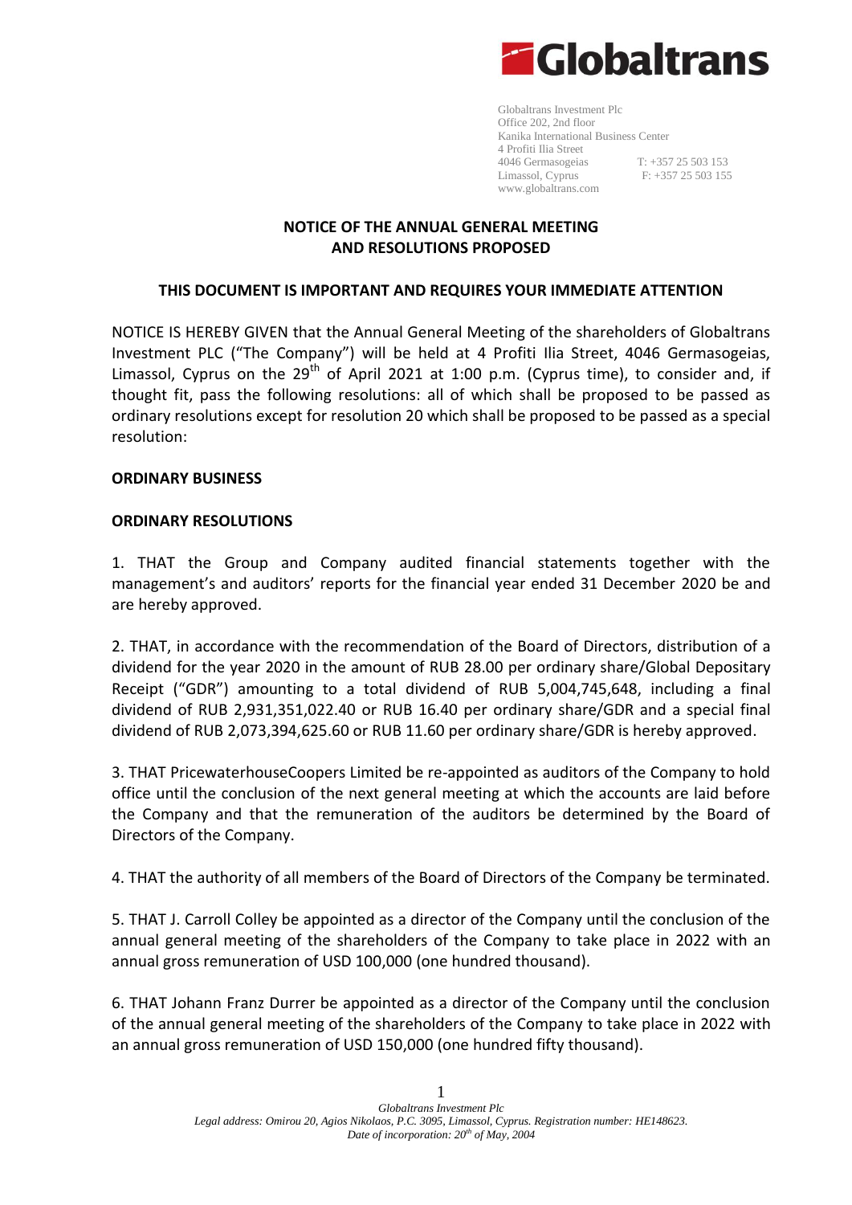**Globaltrans**

Globaltrans Investment Plc
Office 202, 2nd floor
Kanika International Business Center
4 Profiti Ilia Street
4046 Germasogeias
Limassol, Cyprus
www.globaltrans.com

T: +357 25 503 153
F: +357 25 503 155

## NOTICE OF THE ANNUAL GENERAL MEETING AND RESOLUTIONS PROPOSED

### THIS DOCUMENT IS IMPORTANT AND REQUIRES YOUR IMMEDIATE ATTENTION

NOTICE IS HEREBY GIVEN that the Annual General Meeting of the shareholders of Globaltrans Investment PLC ("The Company") will be held at 4 Profiti Ilia Street, 4046 Germasogeias, Limassol, Cyprus on the 29th of April 2021 at 1:00 p.m. (Cyprus time), to consider and, if thought fit, pass the following resolutions: all of which shall be proposed to be passed as ordinary resolutions except for resolution 20 which shall be proposed to be passed as a special resolution:

**ORDINARY BUSINESS**

**ORDINARY RESOLUTIONS**

1. THAT the Group and Company audited financial statements together with the management's and auditors' reports for the financial year ended 31 December 2020 be and are hereby approved.

2. THAT, in accordance with the recommendation of the Board of Directors, distribution of a dividend for the year 2020 in the amount of RUB 28.00 per ordinary share/Global Depositary Receipt ("GDR") amounting to a total dividend of RUB 5,004,745,648, including a final dividend of RUB 2,931,351,022.40 or RUB 16.40 per ordinary share/GDR and a special final dividend of RUB 2,073,394,625.60 or RUB 11.60 per ordinary share/GDR is hereby approved.

3. THAT PricewaterhouseCoopers Limited be re-appointed as auditors of the Company to hold office until the conclusion of the next general meeting at which the accounts are laid before the Company and that the remuneration of the auditors be determined by the Board of Directors of the Company.

4. THAT the authority of all members of the Board of Directors of the Company be terminated.

5. THAT J. Carroll Colley be appointed as a director of the Company until the conclusion of the annual general meeting of the shareholders of the Company to take place in 2022 with an annual gross remuneration of USD 100,000 (one hundred thousand).

6. THAT Johann Franz Durrer be appointed as a director of the Company until the conclusion of the annual general meeting of the shareholders of the Company to take place in 2022 with an annual gross remuneration of USD 150,000 (one hundred fifty thousand).

*Globaltrans Investment Plc*
*Legal address: Omirou 20, Agios Nikolaos, P.C. 3095, Limassol, Cyprus. Registration number: HE148623.*
*Date of incorporation: 20th of May, 2004*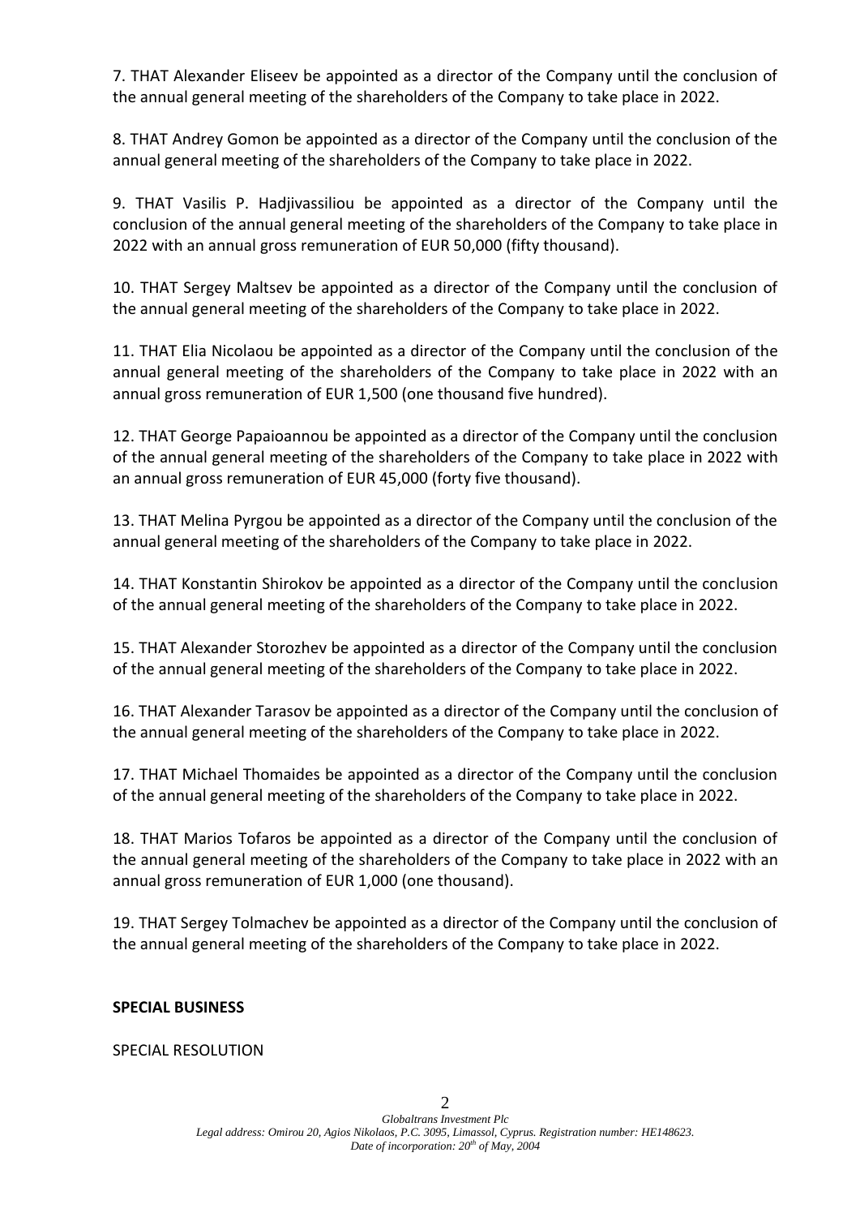7. THAT Alexander Eliseev be appointed as a director of the Company until the conclusion of the annual general meeting of the shareholders of the Company to take place in 2022.

8. THAT Andrey Gomon be appointed as a director of the Company until the conclusion of the annual general meeting of the shareholders of the Company to take place in 2022.

9. THAT Vasilis P. Hadjivassiliou be appointed as a director of the Company until the conclusion of the annual general meeting of the shareholders of the Company to take place in 2022 with an annual gross remuneration of EUR 50,000 (fifty thousand).

10. THAT Sergey Maltsev be appointed as a director of the Company until the conclusion of the annual general meeting of the shareholders of the Company to take place in 2022.

11. THAT Elia Nicolaou be appointed as a director of the Company until the conclusion of the annual general meeting of the shareholders of the Company to take place in 2022 with an annual gross remuneration of EUR 1,500 (one thousand five hundred).

12. THAT George Papaioannou be appointed as a director of the Company until the conclusion of the annual general meeting of the shareholders of the Company to take place in 2022 with an annual gross remuneration of EUR 45,000 (forty five thousand).

13. THAT Melina Pyrgou be appointed as a director of the Company until the conclusion of the annual general meeting of the shareholders of the Company to take place in 2022.

14. THAT Konstantin Shirokov be appointed as a director of the Company until the conclusion of the annual general meeting of the shareholders of the Company to take place in 2022.

15. THAT Alexander Storozhev be appointed as a director of the Company until the conclusion of the annual general meeting of the shareholders of the Company to take place in 2022.

16. THAT Alexander Tarasov be appointed as a director of the Company until the conclusion of the annual general meeting of the shareholders of the Company to take place in 2022.

17. THAT Michael Thomaides be appointed as a director of the Company until the conclusion of the annual general meeting of the shareholders of the Company to take place in 2022.

18. THAT Marios Tofaros be appointed as a director of the Company until the conclusion of the annual general meeting of the shareholders of the Company to take place in 2022 with an annual gross remuneration of EUR 1,000 (one thousand).

19. THAT Sergey Tolmachev be appointed as a director of the Company until the conclusion of the annual general meeting of the shareholders of the Company to take place in 2022.

**SPECIAL BUSINESS**

SPECIAL RESOLUTION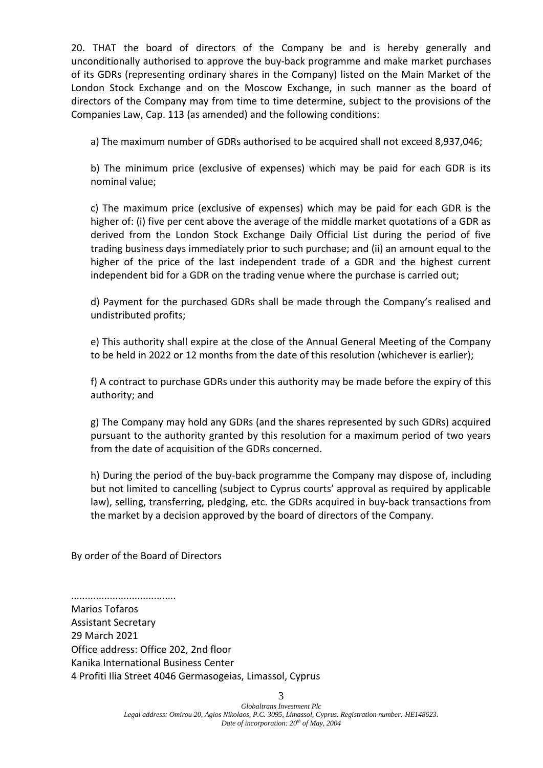20. THAT the board of directors of the Company be and is hereby generally and unconditionally authorised to approve the buy-back programme and make market purchases of its GDRs (representing ordinary shares in the Company) listed on the Main Market of the London Stock Exchange and on the Moscow Exchange, in such manner as the board of directors of the Company may from time to time determine, subject to the provisions of the Companies Law, Cap. 113 (as amended) and the following conditions:

a) The maximum number of GDRs authorised to be acquired shall not exceed 8,937,046;

b) The minimum price (exclusive of expenses) which may be paid for each GDR is its nominal value;

c) The maximum price (exclusive of expenses) which may be paid for each GDR is the higher of: (i) five per cent above the average of the middle market quotations of a GDR as derived from the London Stock Exchange Daily Official List during the period of five trading business days immediately prior to such purchase; and (ii) an amount equal to the higher of the price of the last independent trade of a GDR and the highest current independent bid for a GDR on the trading venue where the purchase is carried out;

d) Payment for the purchased GDRs shall be made through the Company's realised and undistributed profits;

e) This authority shall expire at the close of the Annual General Meeting of the Company to be held in 2022 or 12 months from the date of this resolution (whichever is earlier);

f) A contract to purchase GDRs under this authority may be made before the expiry of this authority; and

g) The Company may hold any GDRs (and the shares represented by such GDRs) acquired pursuant to the authority granted by this resolution for a maximum period of two years from the date of acquisition of the GDRs concerned.

h) During the period of the buy-back programme the Company may dispose of, including but not limited to cancelling (subject to Cyprus courts' approval as required by applicable law), selling, transferring, pledging, etc. the GDRs acquired in buy-back transactions from the market by a decision approved by the board of directors of the Company.

By order of the Board of Directors

......................................

Marios Tofaros
Assistant Secretary
29 March 2021
Office address: Office 202, 2nd floor
Kanika International Business Center
4 Profiti Ilia Street 4046 Germasogeias, Limassol, Cyprus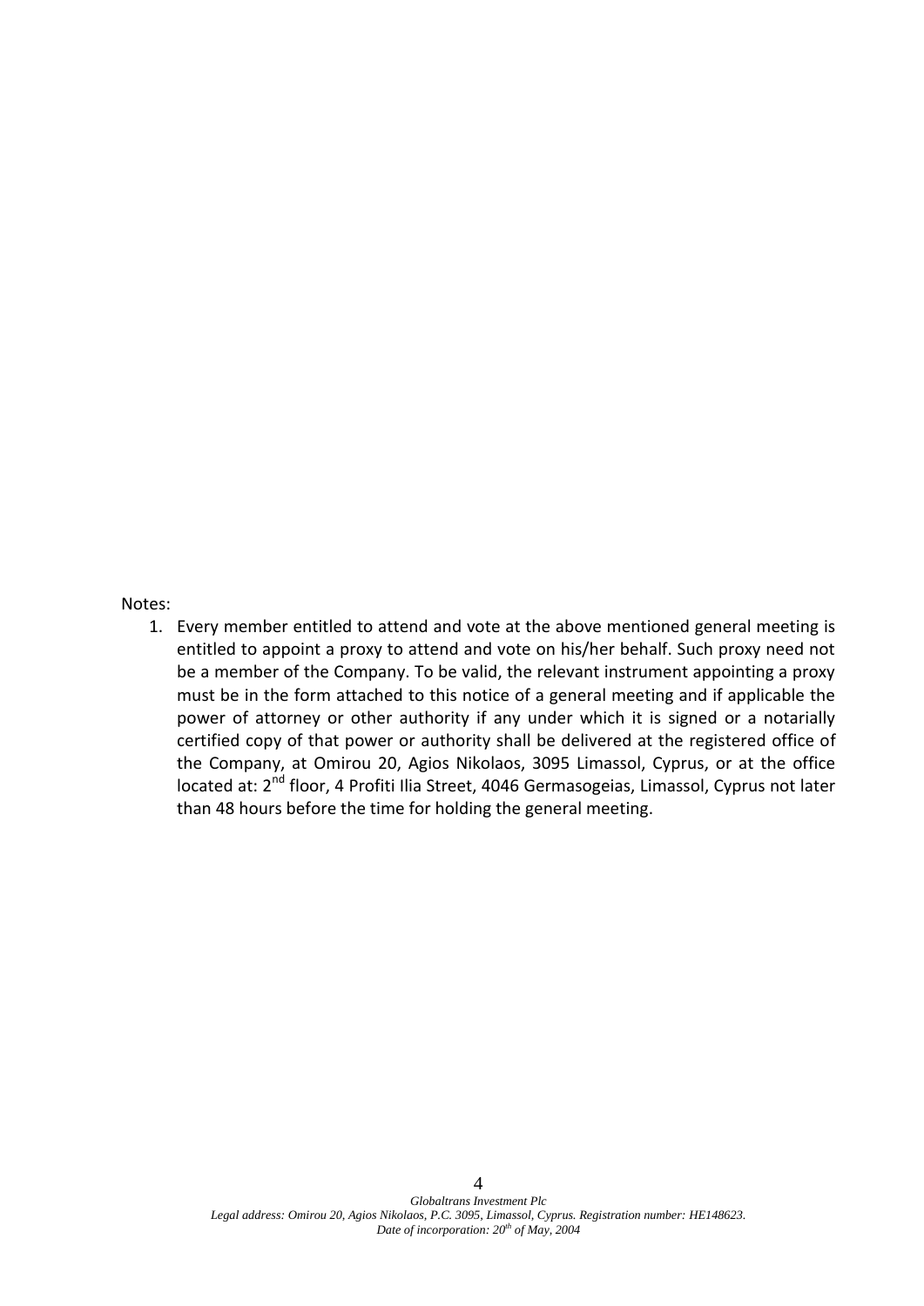Notes:

1. Every member entitled to attend and vote at the above mentioned general meeting is entitled to appoint a proxy to attend and vote on his/her behalf. Such proxy need not be a member of the Company. To be valid, the relevant instrument appointing a proxy must be in the form attached to this notice of a general meeting and if applicable the power of attorney or other authority if any under which it is signed or a notarially certified copy of that power or authority shall be delivered at the registered office of the Company, at Omirou 20, Agios Nikolaos, 3095 Limassol, Cyprus, or at the office located at: 2nd floor, 4 Profiti Ilia Street, 4046 Germasogeias, Limassol, Cyprus not later than 48 hours before the time for holding the general meeting.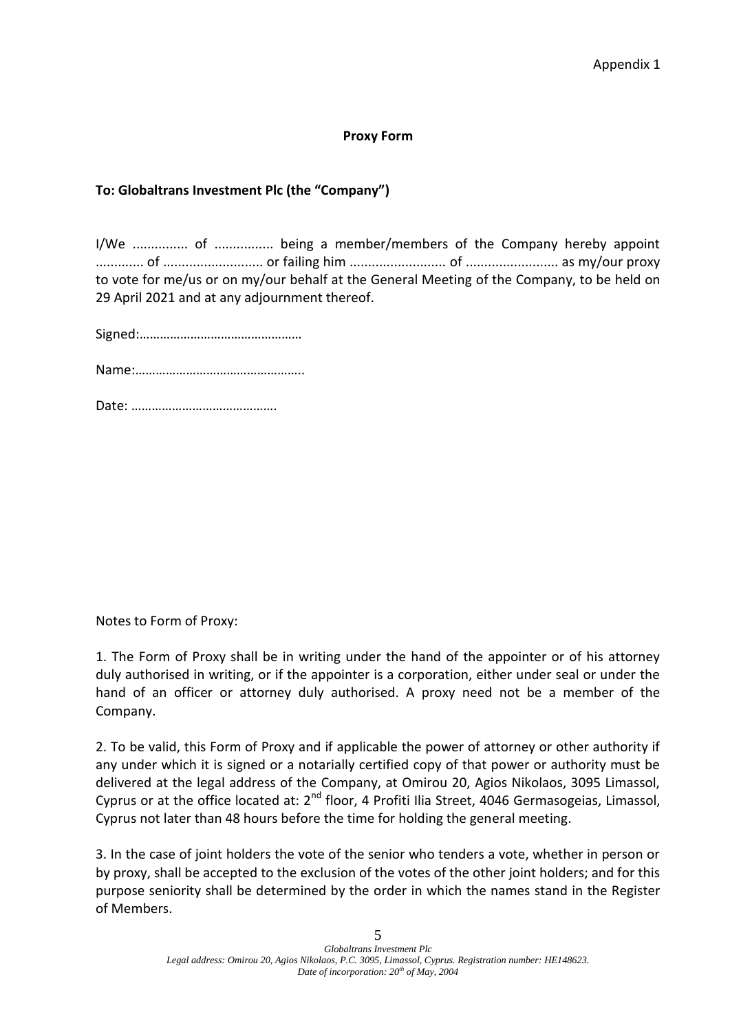Appendix 1

**Proxy Form**

**To: Globaltrans Investment Plc (the "Company")**

I/We ............... of ................ being a member/members of the Company hereby appoint ............. of ........................... or failing him .......................... of ......................... as my/our proxy to vote for me/us or on my/our behalf at the General Meeting of the Company, to be held on 29 April 2021 and at any adjournment thereof.

Signed:…………………………………………

Name:…………………………………………..

Date: …………………………………….

Notes to Form of Proxy:

1. The Form of Proxy shall be in writing under the hand of the appointer or of his attorney duly authorised in writing, or if the appointer is a corporation, either under seal or under the hand of an officer or attorney duly authorised. A proxy need not be a member of the Company.

2. To be valid, this Form of Proxy and if applicable the power of attorney or other authority if any under which it is signed or a notarially certified copy of that power or authority must be delivered at the legal address of the Company, at Omirou 20, Agios Nikolaos, 3095 Limassol, Cyprus or at the office located at: 2nd floor, 4 Profiti Ilia Street, 4046 Germasogeias, Limassol, Cyprus not later than 48 hours before the time for holding the general meeting.

3. In the case of joint holders the vote of the senior who tenders a vote, whether in person or by proxy, shall be accepted to the exclusion of the votes of the other joint holders; and for this purpose seniority shall be determined by the order in which the names stand in the Register of Members.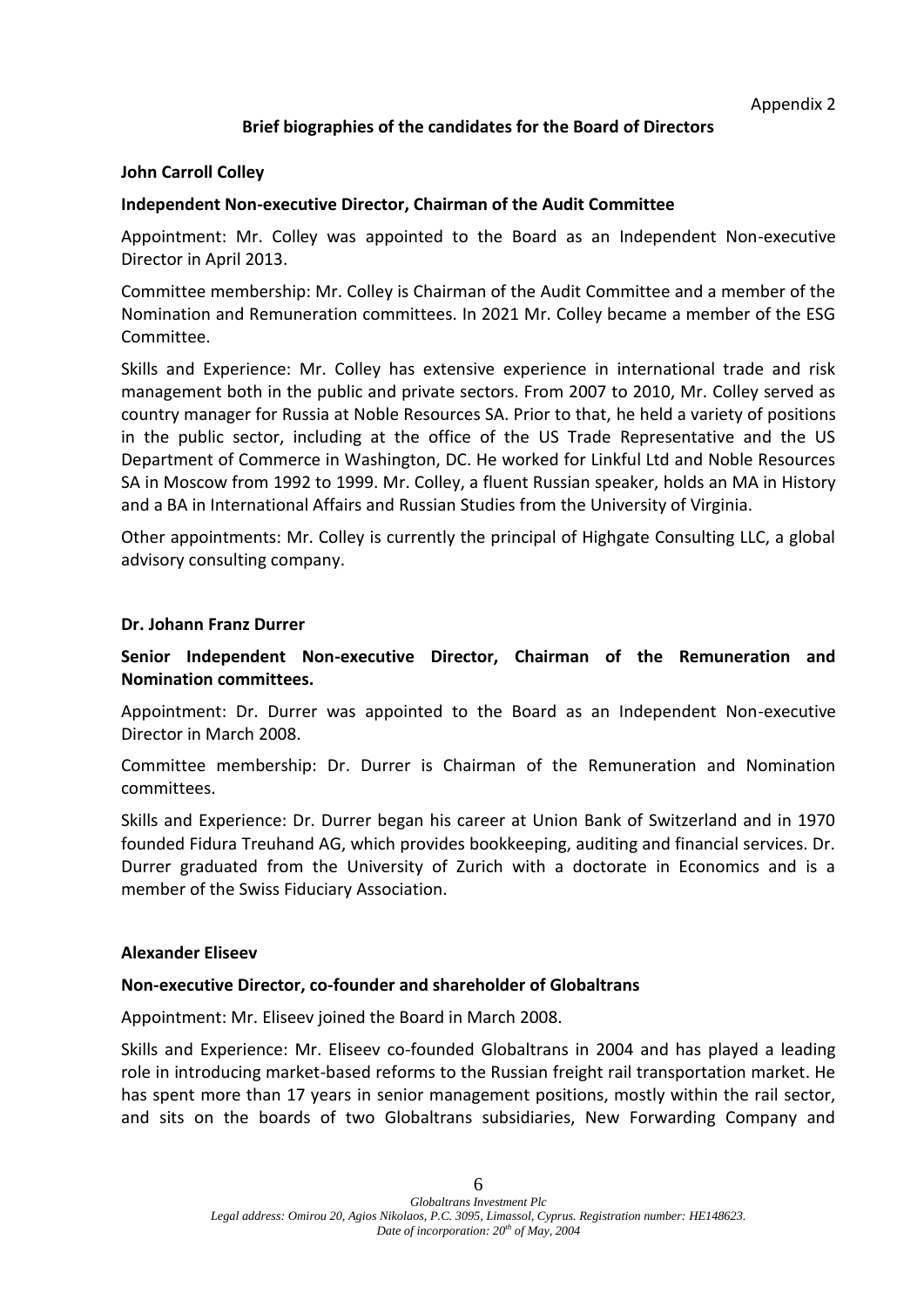Appendix 2

## Brief biographies of the candidates for the Board of Directors

### John Carroll Colley

#### Independent Non-executive Director, Chairman of the Audit Committee

Appointment: Mr. Colley was appointed to the Board as an Independent Non-executive Director in April 2013.

Committee membership: Mr. Colley is Chairman of the Audit Committee and a member of the Nomination and Remuneration committees. In 2021 Mr. Colley became a member of the ESG Committee.

Skills and Experience: Mr. Colley has extensive experience in international trade and risk management both in the public and private sectors. From 2007 to 2010, Mr. Colley served as country manager for Russia at Noble Resources SA. Prior to that, he held a variety of positions in the public sector, including at the office of the US Trade Representative and the US Department of Commerce in Washington, DC. He worked for Linkful Ltd and Noble Resources SA in Moscow from 1992 to 1999. Mr. Colley, a fluent Russian speaker, holds an MA in History and a BA in International Affairs and Russian Studies from the University of Virginia.

Other appointments: Mr. Colley is currently the principal of Highgate Consulting LLC, a global advisory consulting company.

### Dr. Johann Franz Durrer

#### Senior Independent Non-executive Director, Chairman of the Remuneration and Nomination committees.

Appointment: Dr. Durrer was appointed to the Board as an Independent Non-executive Director in March 2008.

Committee membership: Dr. Durrer is Chairman of the Remuneration and Nomination committees.

Skills and Experience: Dr. Durrer began his career at Union Bank of Switzerland and in 1970 founded Fidura Treuhand AG, which provides bookkeeping, auditing and financial services. Dr. Durrer graduated from the University of Zurich with a doctorate in Economics and is a member of the Swiss Fiduciary Association.

### Alexander Eliseev

#### Non-executive Director, co-founder and shareholder of Globaltrans

Appointment: Mr. Eliseev joined the Board in March 2008.

Skills and Experience: Mr. Eliseev co-founded Globaltrans in 2004 and has played a leading role in introducing market-based reforms to the Russian freight rail transportation market. He has spent more than 17 years in senior management positions, mostly within the rail sector, and sits on the boards of two Globaltrans subsidiaries, New Forwarding Company and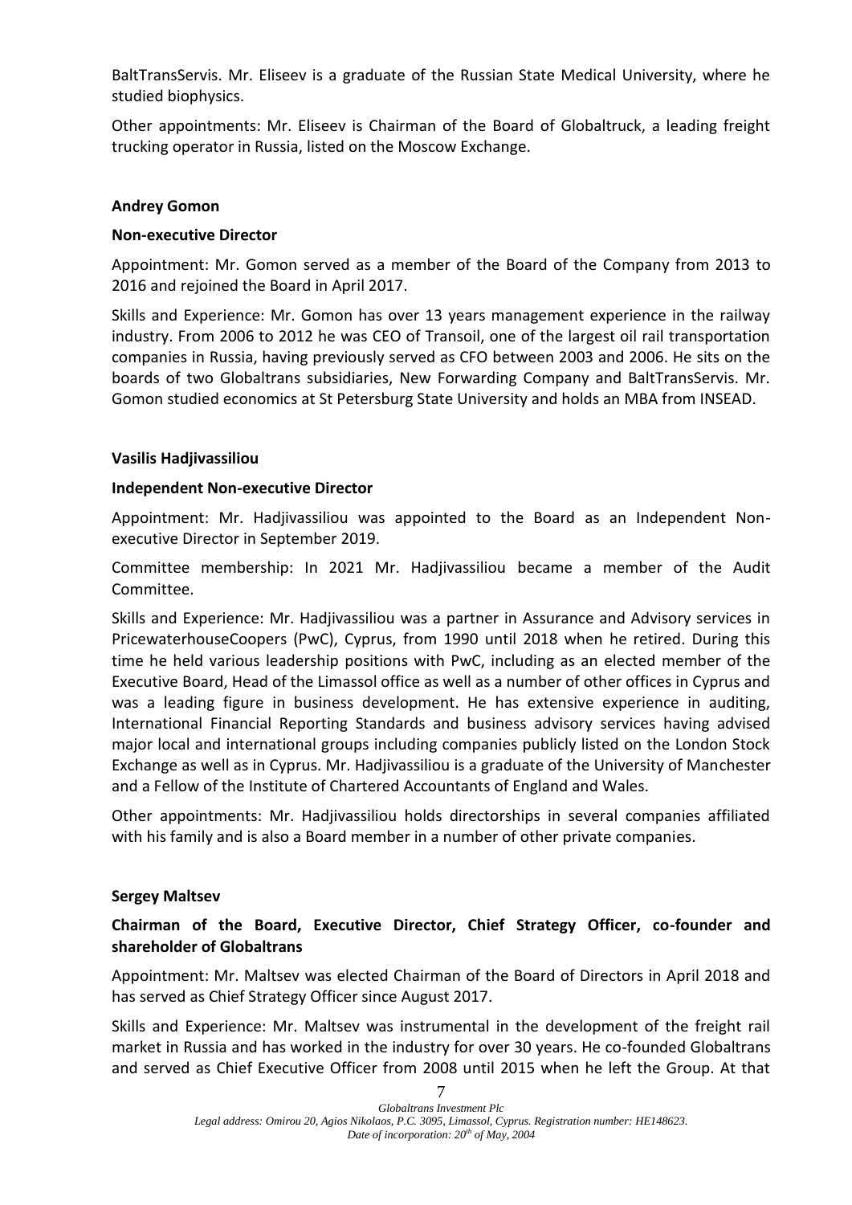BaltTransServis. Mr. Eliseev is a graduate of the Russian State Medical University, where he studied biophysics.

Other appointments: Mr. Eliseev is Chairman of the Board of Globaltruck, a leading freight trucking operator in Russia, listed on the Moscow Exchange.

**Andrey Gomon**

**Non-executive Director**

Appointment: Mr. Gomon served as a member of the Board of the Company from 2013 to 2016 and rejoined the Board in April 2017.

Skills and Experience: Mr. Gomon has over 13 years management experience in the railway industry. From 2006 to 2012 he was CEO of Transoil, one of the largest oil rail transportation companies in Russia, having previously served as CFO between 2003 and 2006. He sits on the boards of two Globaltrans subsidiaries, New Forwarding Company and BaltTransServis. Mr. Gomon studied economics at St Petersburg State University and holds an MBA from INSEAD.

**Vasilis Hadjivassiliou**

**Independent Non-executive Director**

Appointment: Mr. Hadjivassiliou was appointed to the Board as an Independent Non-executive Director in September 2019.

Committee membership: In 2021 Mr. Hadjivassiliou became a member of the Audit Committee.

Skills and Experience: Mr. Hadjivassiliou was a partner in Assurance and Advisory services in PricewaterhouseCoopers (PwC), Cyprus, from 1990 until 2018 when he retired. During this time he held various leadership positions with PwC, including as an elected member of the Executive Board, Head of the Limassol office as well as a number of other offices in Cyprus and was a leading figure in business development. He has extensive experience in auditing, International Financial Reporting Standards and business advisory services having advised major local and international groups including companies publicly listed on the London Stock Exchange as well as in Cyprus. Mr. Hadjivassiliou is a graduate of the University of Manchester and a Fellow of the Institute of Chartered Accountants of England and Wales.

Other appointments: Mr. Hadjivassiliou holds directorships in several companies affiliated with his family and is also a Board member in a number of other private companies.

**Sergey Maltsev**

**Chairman of the Board, Executive Director, Chief Strategy Officer, co-founder and shareholder of Globaltrans**

Appointment: Mr. Maltsev was elected Chairman of the Board of Directors in April 2018 and has served as Chief Strategy Officer since August 2017.

Skills and Experience: Mr. Maltsev was instrumental in the development of the freight rail market in Russia and has worked in the industry for over 30 years. He co-founded Globaltrans and served as Chief Executive Officer from 2008 until 2015 when he left the Group. At that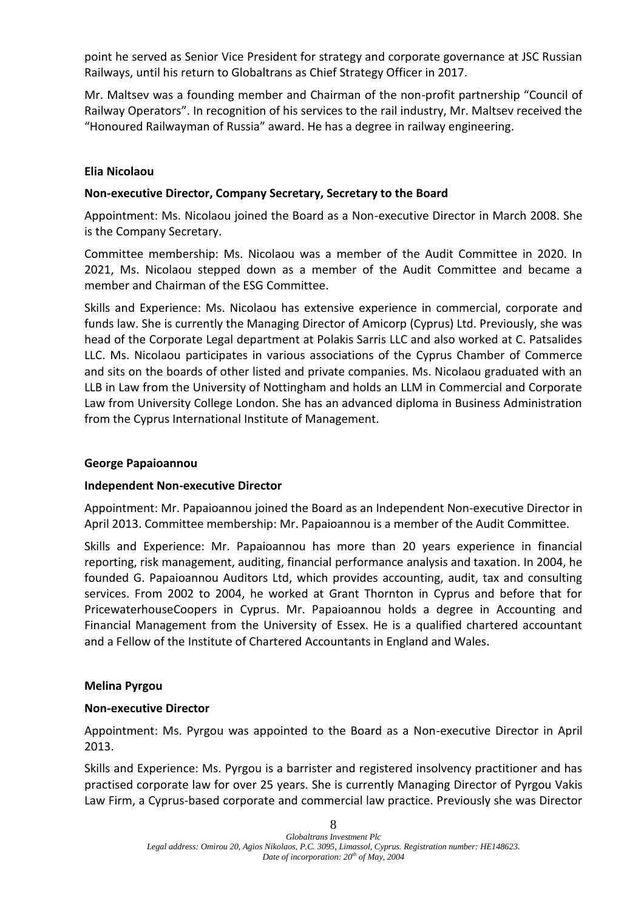point he served as Senior Vice President for strategy and corporate governance at JSC Russian Railways, until his return to Globaltrans as Chief Strategy Officer in 2017.

Mr. Maltsev was a founding member and Chairman of the non-profit partnership "Council of Railway Operators". In recognition of his services to the rail industry, Mr. Maltsev received the "Honoured Railwayman of Russia" award. He has a degree in railway engineering.

**Elia Nicolaou**

**Non-executive Director, Company Secretary, Secretary to the Board**

Appointment: Ms. Nicolaou joined the Board as a Non-executive Director in March 2008. She is the Company Secretary.

Committee membership: Ms. Nicolaou was a member of the Audit Committee in 2020. In 2021, Ms. Nicolaou stepped down as a member of the Audit Committee and became a member and Chairman of the ESG Committee.

Skills and Experience: Ms. Nicolaou has extensive experience in commercial, corporate and funds law. She is currently the Managing Director of Amicorp (Cyprus) Ltd. Previously, she was head of the Corporate Legal department at Polakis Sarris LLC and also worked at C. Patsalides LLC. Ms. Nicolaou participates in various associations of the Cyprus Chamber of Commerce and sits on the boards of other listed and private companies. Ms. Nicolaou graduated with an LLB in Law from the University of Nottingham and holds an LLM in Commercial and Corporate Law from University College London. She has an advanced diploma in Business Administration from the Cyprus International Institute of Management.

**George Papaioannou**

**Independent Non-executive Director**

Appointment: Mr. Papaioannou joined the Board as an Independent Non-executive Director in April 2013. Committee membership: Mr. Papaioannou is a member of the Audit Committee.

Skills and Experience: Mr. Papaioannou has more than 20 years experience in financial reporting, risk management, auditing, financial performance analysis and taxation. In 2004, he founded G. Papaioannou Auditors Ltd, which provides accounting, audit, tax and consulting services. From 2002 to 2004, he worked at Grant Thornton in Cyprus and before that for PricewaterhouseCoopers in Cyprus. Mr. Papaioannou holds a degree in Accounting and Financial Management from the University of Essex. He is a qualified chartered accountant and a Fellow of the Institute of Chartered Accountants in England and Wales.

**Melina Pyrgou**

**Non-executive Director**

Appointment: Ms. Pyrgou was appointed to the Board as a Non-executive Director in April 2013.

Skills and Experience: Ms. Pyrgou is a barrister and registered insolvency practitioner and has practised corporate law for over 25 years. She is currently Managing Director of Pyrgou Vakis Law Firm, a Cyprus-based corporate and commercial law practice. Previously she was Director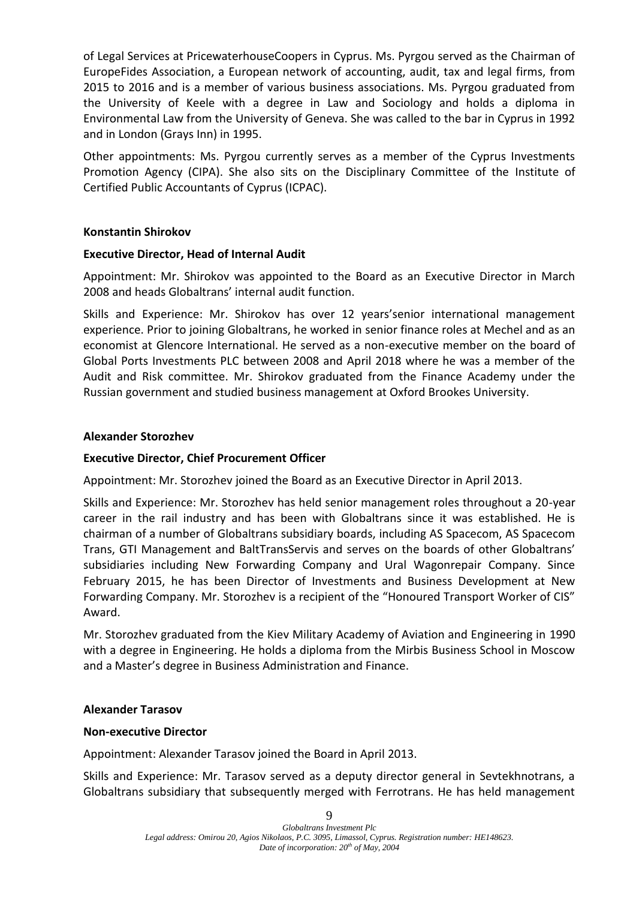of Legal Services at PricewaterhouseCoopers in Cyprus. Ms. Pyrgou served as the Chairman of EuropeFides Association, a European network of accounting, audit, tax and legal firms, from 2015 to 2016 and is a member of various business associations. Ms. Pyrgou graduated from the University of Keele with a degree in Law and Sociology and holds a diploma in Environmental Law from the University of Geneva. She was called to the bar in Cyprus in 1992 and in London (Grays Inn) in 1995.

Other appointments: Ms. Pyrgou currently serves as a member of the Cyprus Investments Promotion Agency (CIPA). She also sits on the Disciplinary Committee of the Institute of Certified Public Accountants of Cyprus (ICPAC).

**Konstantin Shirokov**

**Executive Director, Head of Internal Audit**

Appointment: Mr. Shirokov was appointed to the Board as an Executive Director in March 2008 and heads Globaltrans' internal audit function.

Skills and Experience: Mr. Shirokov has over 12 years'senior international management experience. Prior to joining Globaltrans, he worked in senior finance roles at Mechel and as an economist at Glencore International. He served as a non-executive member on the board of Global Ports Investments PLC between 2008 and April 2018 where he was a member of the Audit and Risk committee. Mr. Shirokov graduated from the Finance Academy under the Russian government and studied business management at Oxford Brookes University.

**Alexander Storozhev**

**Executive Director, Chief Procurement Officer**

Appointment: Mr. Storozhev joined the Board as an Executive Director in April 2013.

Skills and Experience: Mr. Storozhev has held senior management roles throughout a 20-year career in the rail industry and has been with Globaltrans since it was established. He is chairman of a number of Globaltrans subsidiary boards, including AS Spacecom, AS Spacecom Trans, GTI Management and BaltTransServis and serves on the boards of other Globaltrans' subsidiaries including New Forwarding Company and Ural Wagonrepair Company. Since February 2015, he has been Director of Investments and Business Development at New Forwarding Company. Mr. Storozhev is a recipient of the "Honoured Transport Worker of CIS" Award.

Mr. Storozhev graduated from the Kiev Military Academy of Aviation and Engineering in 1990 with a degree in Engineering. He holds a diploma from the Mirbis Business School in Moscow and a Master's degree in Business Administration and Finance.

**Alexander Tarasov**

**Non-executive Director**

Appointment: Alexander Tarasov joined the Board in April 2013.

Skills and Experience: Mr. Tarasov served as a deputy director general in Sevtekhnotrans, a Globaltrans subsidiary that subsequently merged with Ferrotrans. He has held management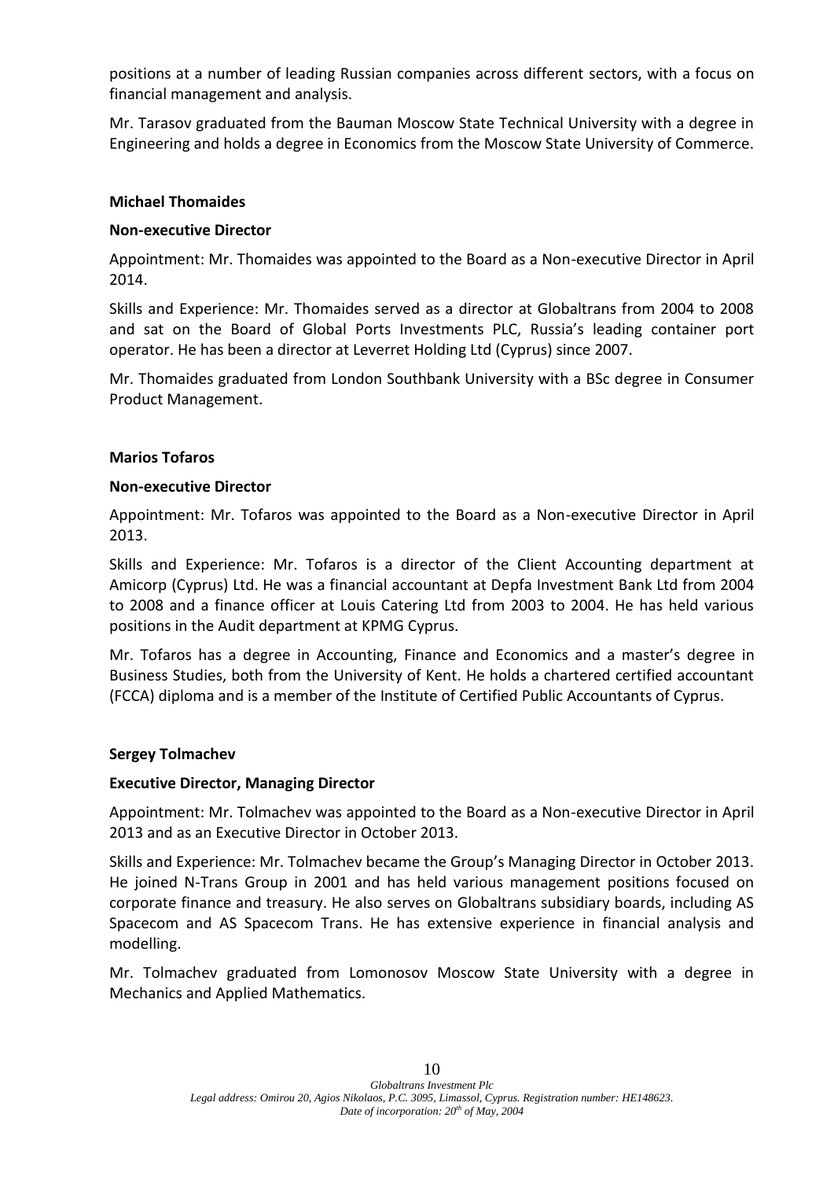positions at a number of leading Russian companies across different sectors, with a focus on financial management and analysis.

Mr. Tarasov graduated from the Bauman Moscow State Technical University with a degree in Engineering and holds a degree in Economics from the Moscow State University of Commerce.

**Michael Thomaides**

**Non-executive Director**

Appointment: Mr. Thomaides was appointed to the Board as a Non-executive Director in April 2014.

Skills and Experience: Mr. Thomaides served as a director at Globaltrans from 2004 to 2008 and sat on the Board of Global Ports Investments PLC, Russia's leading container port operator. He has been a director at Leverret Holding Ltd (Cyprus) since 2007.

Mr. Thomaides graduated from London Southbank University with a BSc degree in Consumer Product Management.

**Marios Tofaros**

**Non-executive Director**

Appointment: Mr. Tofaros was appointed to the Board as a Non-executive Director in April 2013.

Skills and Experience: Mr. Tofaros is a director of the Client Accounting department at Amicorp (Cyprus) Ltd. He was a financial accountant at Depfa Investment Bank Ltd from 2004 to 2008 and a finance officer at Louis Catering Ltd from 2003 to 2004. He has held various positions in the Audit department at KPMG Cyprus.

Mr. Tofaros has a degree in Accounting, Finance and Economics and a master's degree in Business Studies, both from the University of Kent. He holds a chartered certified accountant (FCCA) diploma and is a member of the Institute of Certified Public Accountants of Cyprus.

**Sergey Tolmachev**

**Executive Director, Managing Director**

Appointment: Mr. Tolmachev was appointed to the Board as a Non-executive Director in April 2013 and as an Executive Director in October 2013.

Skills and Experience: Mr. Tolmachev became the Group's Managing Director in October 2013. He joined N-Trans Group in 2001 and has held various management positions focused on corporate finance and treasury. He also serves on Globaltrans subsidiary boards, including AS Spacecom and AS Spacecom Trans. He has extensive experience in financial analysis and modelling.

Mr. Tolmachev graduated from Lomonosov Moscow State University with a degree in Mechanics and Applied Mathematics.